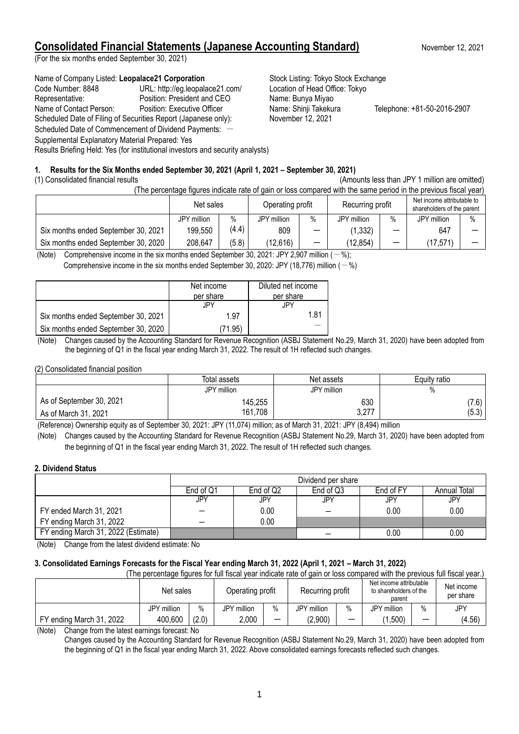# Consolidated Financial Statements (Japanese Accounting Standard)

November 12, 2021

(For the six months ended September 30, 2021)

Name of Company Listed: **Leopalace21 Corporation** Stock Listing: Tokyo Stock Exchange
Code Number: 8848 URL: http://eg.leopalace21.com/ Location of Head Office: Tokyo
Representative: Position: President and CEO Name: Bunya Miyao
Name of Contact Person: Position: Executive Officer Name: Shinji Takekura Telephone: +81-50-2016-2907
Scheduled Date of Filing of Securities Report (Japanese only): November 12, 2021
Scheduled Date of Commencement of Dividend Payments: －
Supplemental Explanatory Material Prepared: Yes
Results Briefing Held: Yes (for institutional investors and security analysts)

## 1. Results for the Six Months ended September 30, 2021 (April 1, 2021 – September 30, 2021)

(1) Consolidated financial results (Amounts less than JPY 1 million are omitted)

(The percentage figures indicate rate of gain or loss compared with the same period in the previous fiscal year)

| | Net sales | | Operating profit | | Recurring profit | | Net income attributable to shareholders of the parent | |
|---|---|---|---|---|---|---|---|---|
| | JPY million | % | JPY million | % | JPY million | % | JPY million | % |
| Six months ended September 30, 2021 | 199,550 | (4.4) | 809 | ― | (1,332) | ― | 647 | ― |
| Six months ended September 30, 2020 | 208,647 | (5.8) | (12,616) | ― | (12,854) | ― | (17,571) | ― |

(Note) Comprehensive income in the six months ended September 30, 2021: JPY 2,907 million (－%);
Comprehensive income in the six months ended September 30, 2020: JPY (18,776) million (－%)

| | Net income per share | Diluted net income per share |
|---|---|---|
| | JPY | JPY |
| Six months ended September 30, 2021 | 1.97 | 1.81 |
| Six months ended September 30, 2020 | (71.95) | ― |

(Note) Changes caused by the Accounting Standard for Revenue Recognition (ASBJ Statement No.29, March 31, 2020) have been adopted from the beginning of Q1 in the fiscal year ending March 31, 2022. The result of 1H reflected such changes.

(2) Consolidated financial position

| | Total assets | Net assets | Equity ratio |
|---|---|---|---|
| | JPY million | JPY million | % |
| As of September 30, 2021 | 145,255 | 630 | (7.6) |
| As of March 31, 2021 | 161,708 | 3,277 | (5.3) |

(Reference) Ownership equity as of September 30, 2021: JPY (11,074) million; as of March 31, 2021: JPY (8,494) million

(Note) Changes caused by the Accounting Standard for Revenue Recognition (ASBJ Statement No.29, March 31, 2020) have been adopted from the beginning of Q1 in the fiscal year ending March 31, 2022. The result of 1H reflected such changes.

## 2. Dividend Status

| | Dividend per share | | | | |
|---|---|---|---|---|---|
| | End of Q1 | End of Q2 | End of Q3 | End of FY | Annual Total |
| | JPY | JPY | JPY | JPY | JPY |
| FY ended March 31, 2021 | ― | 0.00 | ― | 0.00 | 0.00 |
| FY ending March 31, 2022 | ― | 0.00 | | | |
| FY ending March 31, 2022 (Estimate) | | | ― | 0.00 | 0.00 |

(Note) Change from the latest dividend estimate: No

## 3. Consolidated Earnings Forecasts for the Fiscal Year ending March 31, 2022 (April 1, 2021 – March 31, 2022)

(The percentage figures for full fiscal year indicate rate of gain or loss compared with the previous full fiscal year.)

| | Net sales | | Operating profit | | Recurring profit | | Net income attributable to shareholders of the parent | | Net income per share |
|---|---|---|---|---|---|---|---|---|---|
| | JPY million | % | JPY million | % | JPY million | % | JPY million | % | JPY |
| FY ending March 31, 2022 | 400,600 | (2.0) | 2,000 | ― | (2,900) | ― | (1,500) | ― | (4.56) |

(Note) Change from the latest earnings forecast: No
Changes caused by the Accounting Standard for Revenue Recognition (ASBJ Statement No.29, March 31, 2020) have been adopted from the beginning of Q1 in the fiscal year ending March 31, 2022. Above consolidated earnings forecasts reflected such changes.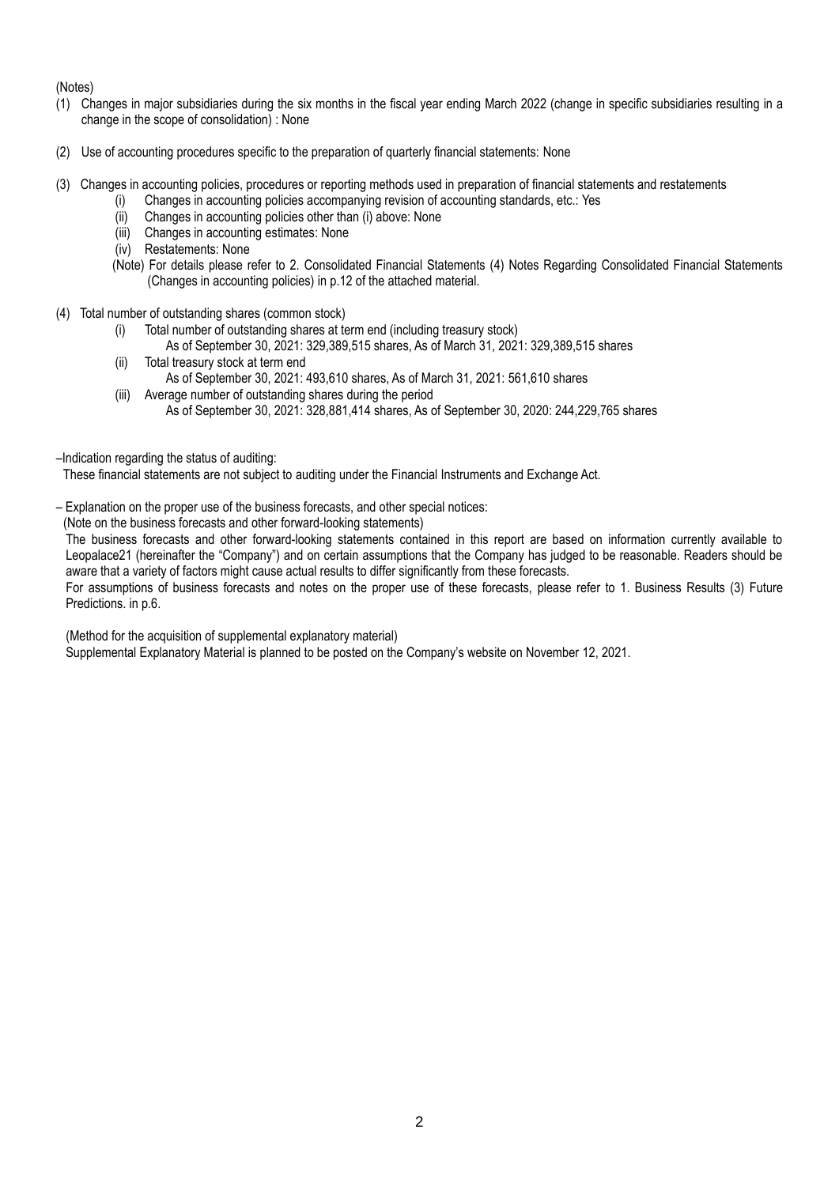(Notes)

(1) Changes in major subsidiaries during the six months in the fiscal year ending March 2022 (change in specific subsidiaries resulting in a change in the scope of consolidation) : None

(2) Use of accounting procedures specific to the preparation of quarterly financial statements: None

(3) Changes in accounting policies, procedures or reporting methods used in preparation of financial statements and restatements
   - (i) Changes in accounting policies accompanying revision of accounting standards, etc.: Yes
   - (ii) Changes in accounting policies other than (i) above: None
   - (iii) Changes in accounting estimates: None
   - (iv) Restatements: None

   (Note) For details please refer to 2. Consolidated Financial Statements (4) Notes Regarding Consolidated Financial Statements (Changes in accounting policies) in p.12 of the attached material.

(4) Total number of outstanding shares (common stock)
   - (i) Total number of outstanding shares at term end (including treasury stock)
     As of September 30, 2021: 329,389,515 shares, As of March 31, 2021: 329,389,515 shares
   - (ii) Total treasury stock at term end
     As of September 30, 2021: 493,610 shares, As of March 31, 2021: 561,610 shares
   - (iii) Average number of outstanding shares during the period
     As of September 30, 2021: 328,881,414 shares, As of September 30, 2020: 244,229,765 shares

–Indication regarding the status of auditing:
These financial statements are not subject to auditing under the Financial Instruments and Exchange Act.

– Explanation on the proper use of the business forecasts, and other special notices:
(Note on the business forecasts and other forward-looking statements)
The business forecasts and other forward-looking statements contained in this report are based on information currently available to Leopalace21 (hereinafter the "Company") and on certain assumptions that the Company has judged to be reasonable. Readers should be aware that a variety of factors might cause actual results to differ significantly from these forecasts.
For assumptions of business forecasts and notes on the proper use of these forecasts, please refer to 1. Business Results (3) Future Predictions. in p.6.

(Method for the acquisition of supplemental explanatory material)
Supplemental Explanatory Material is planned to be posted on the Company's website on November 12, 2021.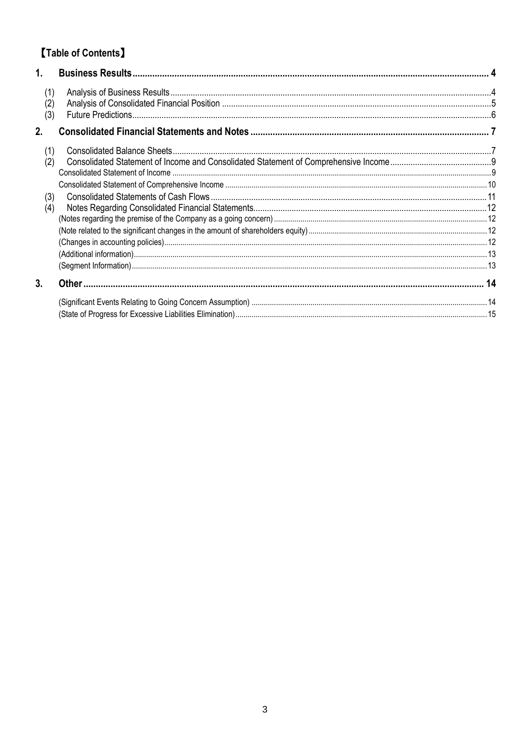## 【Table of Contents】

**1. Business Results ... 4**

- (1) Analysis of Business Results ... 4
- (2) Analysis of Consolidated Financial Position ... 5
- (3) Future Predictions ... 6

**2. Consolidated Financial Statements and Notes ... 7**

- (1) Consolidated Balance Sheets ... 7
- (2) Consolidated Statement of Income and Consolidated Statement of Comprehensive Income ... 9
  - Consolidated Statement of Income ... 9
  - Consolidated Statement of Comprehensive Income ... 10
- (3) Consolidated Statements of Cash Flows ... 11
- (4) Notes Regarding Consolidated Financial Statements ... 12
  - (Notes regarding the premise of the Company as a going concern) ... 12
  - (Note related to the significant changes in the amount of shareholders equity) ... 12
  - (Changes in accounting policies) ... 12
  - (Additional information) ... 13
  - (Segment Information) ... 13

**3. Other ... 14**

- (Significant Events Relating to Going Concern Assumption) ... 14
- (State of Progress for Excessive Liabilities Elimination) ... 15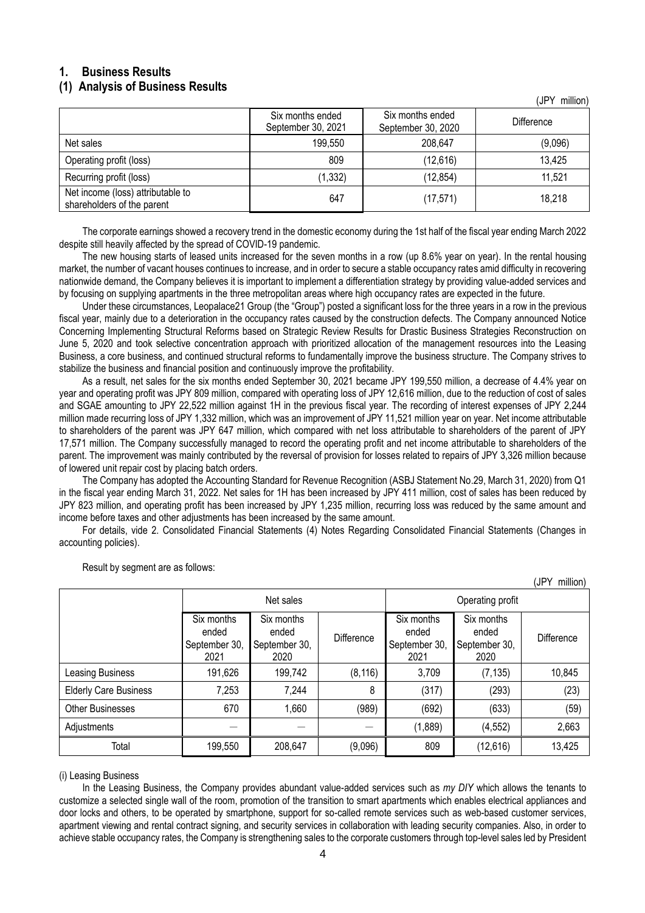# 1. Business Results

## (1) Analysis of Business Results

(JPY million)

| | Six months ended September 30, 2021 | Six months ended September 30, 2020 | Difference |
|---|---|---|---|
| Net sales | 199,550 | 208,647 | (9,096) |
| Operating profit (loss) | 809 | (12,616) | 13,425 |
| Recurring profit (loss) | (1,332) | (12,854) | 11,521 |
| Net income (loss) attributable to shareholders of the parent | 647 | (17,571) | 18,218 |

The corporate earnings showed a recovery trend in the domestic economy during the 1st half of the fiscal year ending March 2022 despite still heavily affected by the spread of COVID-19 pandemic.

The new housing starts of leased units increased for the seven months in a row (up 8.6% year on year). In the rental housing market, the number of vacant houses continues to increase, and in order to secure a stable occupancy rates amid difficulty in recovering nationwide demand, the Company believes it is important to implement a differentiation strategy by providing value-added services and by focusing on supplying apartments in the three metropolitan areas where high occupancy rates are expected in the future.

Under these circumstances, Leopalace21 Group (the "Group") posted a significant loss for the three years in a row in the previous fiscal year, mainly due to a deterioration in the occupancy rates caused by the construction defects. The Company announced Notice Concerning Implementing Structural Reforms based on Strategic Review Results for Drastic Business Strategies Reconstruction on June 5, 2020 and took selective concentration approach with prioritized allocation of the management resources into the Leasing Business, a core business, and continued structural reforms to fundamentally improve the business structure. The Company strives to stabilize the business and financial position and continuously improve the profitability.

As a result, net sales for the six months ended September 30, 2021 became JPY 199,550 million, a decrease of 4.4% year on year and operating profit was JPY 809 million, compared with operating loss of JPY 12,616 million, due to the reduction of cost of sales and SGAE amounting to JPY 22,522 million against 1H in the previous fiscal year. The recording of interest expenses of JPY 2,244 million made recurring loss of JPY 1,332 million, which was an improvement of JPY 11,521 million year on year. Net income attributable to shareholders of the parent was JPY 647 million, which compared with net loss attributable to shareholders of the parent of JPY 17,571 million. The Company successfully managed to record the operating profit and net income attributable to shareholders of the parent. The improvement was mainly contributed by the reversal of provision for losses related to repairs of JPY 3,326 million because of lowered unit repair cost by placing batch orders.

The Company has adopted the Accounting Standard for Revenue Recognition (ASBJ Statement No.29, March 31, 2020) from Q1 in the fiscal year ending March 31, 2022. Net sales for 1H has been increased by JPY 411 million, cost of sales has been reduced by JPY 823 million, and operating profit has been increased by JPY 1,235 million, recurring loss was reduced by the same amount and income before taxes and other adjustments has been increased by the same amount.

For details, vide 2. Consolidated Financial Statements (4) Notes Regarding Consolidated Financial Statements (Changes in accounting policies).

Result by segment are as follows:

(JPY million)

| | Net sales | | | Operating profit | | |
|---|---|---|---|---|---|---|
| | Six months ended September 30, 2021 | Six months ended September 30, 2020 | Difference | Six months ended September 30, 2021 | Six months ended September 30, 2020 | Difference |
| Leasing Business | 191,626 | 199,742 | (8,116) | 3,709 | (7,135) | 10,845 |
| Elderly Care Business | 7,253 | 7,244 | 8 | (317) | (293) | (23) |
| Other Businesses | 670 | 1,660 | (989) | (692) | (633) | (59) |
| Adjustments | ― | ― | ― | (1,889) | (4,552) | 2,663 |
| Total | 199,550 | 208,647 | (9,096) | 809 | (12,616) | 13,425 |

(i) Leasing Business

In the Leasing Business, the Company provides abundant value-added services such as *my DIY* which allows the tenants to customize a selected single wall of the room, promotion of the transition to smart apartments which enables electrical appliances and door locks and others, to be operated by smartphone, support for so-called remote services such as web-based customer services, apartment viewing and rental contract signing, and security services in collaboration with leading security companies. Also, in order to achieve stable occupancy rates, the Company is strengthening sales to the corporate customers through top-level sales led by President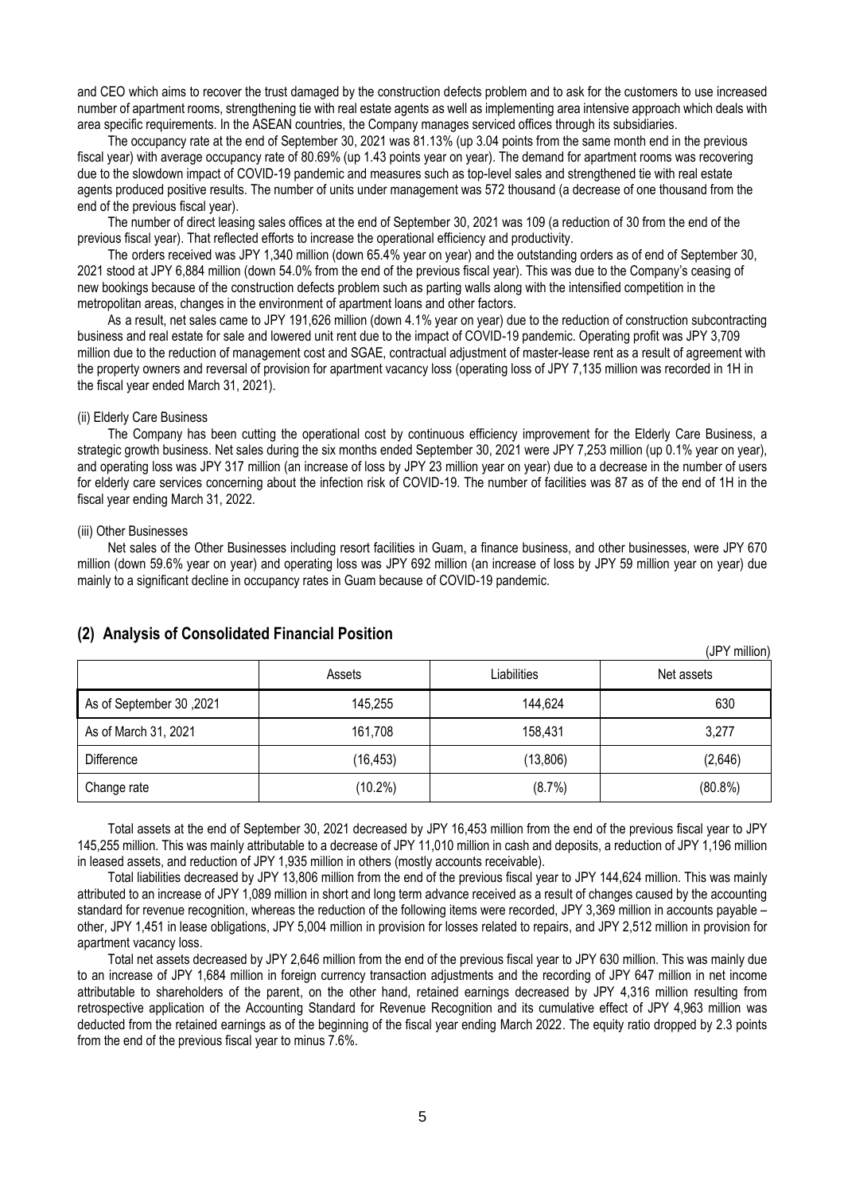and CEO which aims to recover the trust damaged by the construction defects problem and to ask for the customers to use increased number of apartment rooms, strengthening tie with real estate agents as well as implementing area intensive approach which deals with area specific requirements. In the ASEAN countries, the Company manages serviced offices through its subsidiaries.

The occupancy rate at the end of September 30, 2021 was 81.13% (up 3.04 points from the same month end in the previous fiscal year) with average occupancy rate of 80.69% (up 1.43 points year on year). The demand for apartment rooms was recovering due to the slowdown impact of COVID-19 pandemic and measures such as top-level sales and strengthened tie with real estate agents produced positive results. The number of units under management was 572 thousand (a decrease of one thousand from the end of the previous fiscal year).

The number of direct leasing sales offices at the end of September 30, 2021 was 109 (a reduction of 30 from the end of the previous fiscal year). That reflected efforts to increase the operational efficiency and productivity.

The orders received was JPY 1,340 million (down 65.4% year on year) and the outstanding orders as of end of September 30, 2021 stood at JPY 6,884 million (down 54.0% from the end of the previous fiscal year). This was due to the Company's ceasing of new bookings because of the construction defects problem such as parting walls along with the intensified competition in the metropolitan areas, changes in the environment of apartment loans and other factors.

As a result, net sales came to JPY 191,626 million (down 4.1% year on year) due to the reduction of construction subcontracting business and real estate for sale and lowered unit rent due to the impact of COVID-19 pandemic. Operating profit was JPY 3,709 million due to the reduction of management cost and SGAE, contractual adjustment of master-lease rent as a result of agreement with the property owners and reversal of provision for apartment vacancy loss (operating loss of JPY 7,135 million was recorded in 1H in the fiscal year ended March 31, 2021).

(ii) Elderly Care Business

The Company has been cutting the operational cost by continuous efficiency improvement for the Elderly Care Business, a strategic growth business. Net sales during the six months ended September 30, 2021 were JPY 7,253 million (up 0.1% year on year), and operating loss was JPY 317 million (an increase of loss by JPY 23 million year on year) due to a decrease in the number of users for elderly care services concerning about the infection risk of COVID-19. The number of facilities was 87 as of the end of 1H in the fiscal year ending March 31, 2022.

(iii) Other Businesses

Net sales of the Other Businesses including resort facilities in Guam, a finance business, and other businesses, were JPY 670 million (down 59.6% year on year) and operating loss was JPY 692 million (an increase of loss by JPY 59 million year on year) due mainly to a significant decline in occupancy rates in Guam because of COVID-19 pandemic.

## (2) Analysis of Consolidated Financial Position

(JPY million)

| | Assets | Liabilities | Net assets |
|---|---|---|---|
| As of September 30 ,2021 | 145,255 | 144,624 | 630 |
| As of March 31, 2021 | 161,708 | 158,431 | 3,277 |
| Difference | (16,453) | (13,806) | (2,646) |
| Change rate | (10.2%) | (8.7%) | (80.8%) |

Total assets at the end of September 30, 2021 decreased by JPY 16,453 million from the end of the previous fiscal year to JPY 145,255 million. This was mainly attributable to a decrease of JPY 11,010 million in cash and deposits, a reduction of JPY 1,196 million in leased assets, and reduction of JPY 1,935 million in others (mostly accounts receivable).

Total liabilities decreased by JPY 13,806 million from the end of the previous fiscal year to JPY 144,624 million. This was mainly attributed to an increase of JPY 1,089 million in short and long term advance received as a result of changes caused by the accounting standard for revenue recognition, whereas the reduction of the following items were recorded, JPY 3,369 million in accounts payable – other, JPY 1,451 in lease obligations, JPY 5,004 million in provision for losses related to repairs, and JPY 2,512 million in provision for apartment vacancy loss.

Total net assets decreased by JPY 2,646 million from the end of the previous fiscal year to JPY 630 million. This was mainly due to an increase of JPY 1,684 million in foreign currency transaction adjustments and the recording of JPY 647 million in net income attributable to shareholders of the parent, on the other hand, retained earnings decreased by JPY 4,316 million resulting from retrospective application of the Accounting Standard for Revenue Recognition and its cumulative effect of JPY 4,963 million was deducted from the retained earnings as of the beginning of the fiscal year ending March 2022. The equity ratio dropped by 2.3 points from the end of the previous fiscal year to minus 7.6%.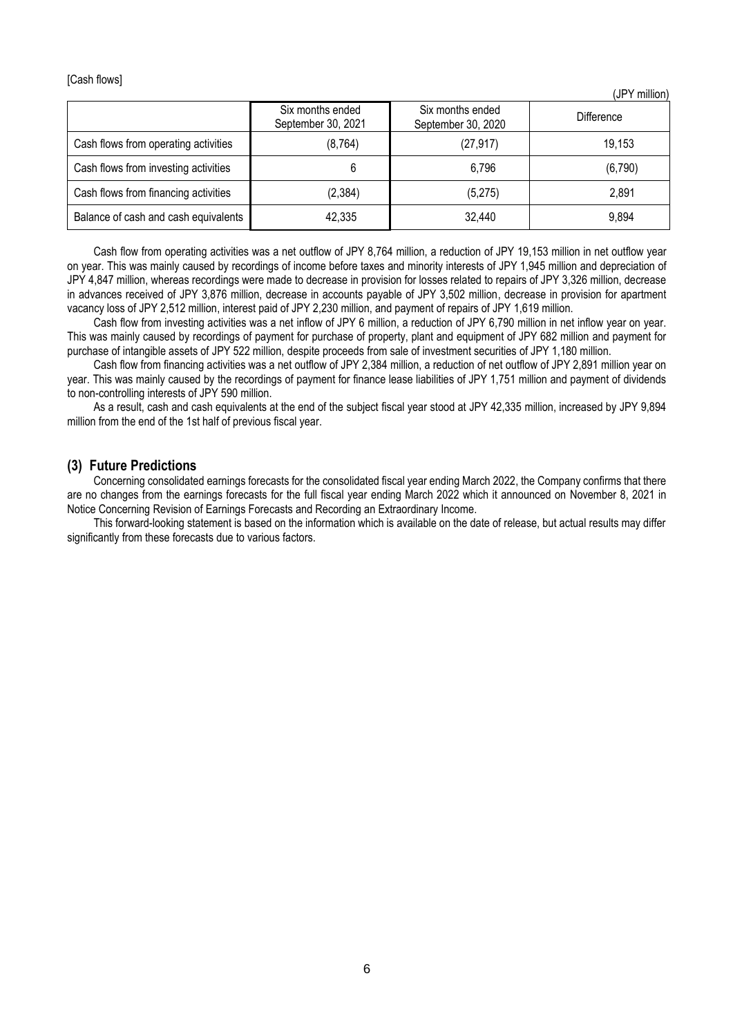[Cash flows]

(JPY million)

| | Six months ended September 30, 2021 | Six months ended September 30, 2020 | Difference |
|---|---|---|---|
| Cash flows from operating activities | (8,764) | (27,917) | 19,153 |
| Cash flows from investing activities | 6 | 6,796 | (6,790) |
| Cash flows from financing activities | (2,384) | (5,275) | 2,891 |
| Balance of cash and cash equivalents | 42,335 | 32,440 | 9,894 |

Cash flow from operating activities was a net outflow of JPY 8,764 million, a reduction of JPY 19,153 million in net outflow year on year. This was mainly caused by recordings of income before taxes and minority interests of JPY 1,945 million and depreciation of JPY 4,847 million, whereas recordings were made to decrease in provision for losses related to repairs of JPY 3,326 million, decrease in advances received of JPY 3,876 million, decrease in accounts payable of JPY 3,502 million, decrease in provision for apartment vacancy loss of JPY 2,512 million, interest paid of JPY 2,230 million, and payment of repairs of JPY 1,619 million.

Cash flow from investing activities was a net inflow of JPY 6 million, a reduction of JPY 6,790 million in net inflow year on year. This was mainly caused by recordings of payment for purchase of property, plant and equipment of JPY 682 million and payment for purchase of intangible assets of JPY 522 million, despite proceeds from sale of investment securities of JPY 1,180 million.

Cash flow from financing activities was a net outflow of JPY 2,384 million, a reduction of net outflow of JPY 2,891 million year on year. This was mainly caused by the recordings of payment for finance lease liabilities of JPY 1,751 million and payment of dividends to non-controlling interests of JPY 590 million.

As a result, cash and cash equivalents at the end of the subject fiscal year stood at JPY 42,335 million, increased by JPY 9,894 million from the end of the 1st half of previous fiscal year.

### (3) Future Predictions

Concerning consolidated earnings forecasts for the consolidated fiscal year ending March 2022, the Company confirms that there are no changes from the earnings forecasts for the full fiscal year ending March 2022 which it announced on November 8, 2021 in Notice Concerning Revision of Earnings Forecasts and Recording an Extraordinary Income.

This forward-looking statement is based on the information which is available on the date of release, but actual results may differ significantly from these forecasts due to various factors.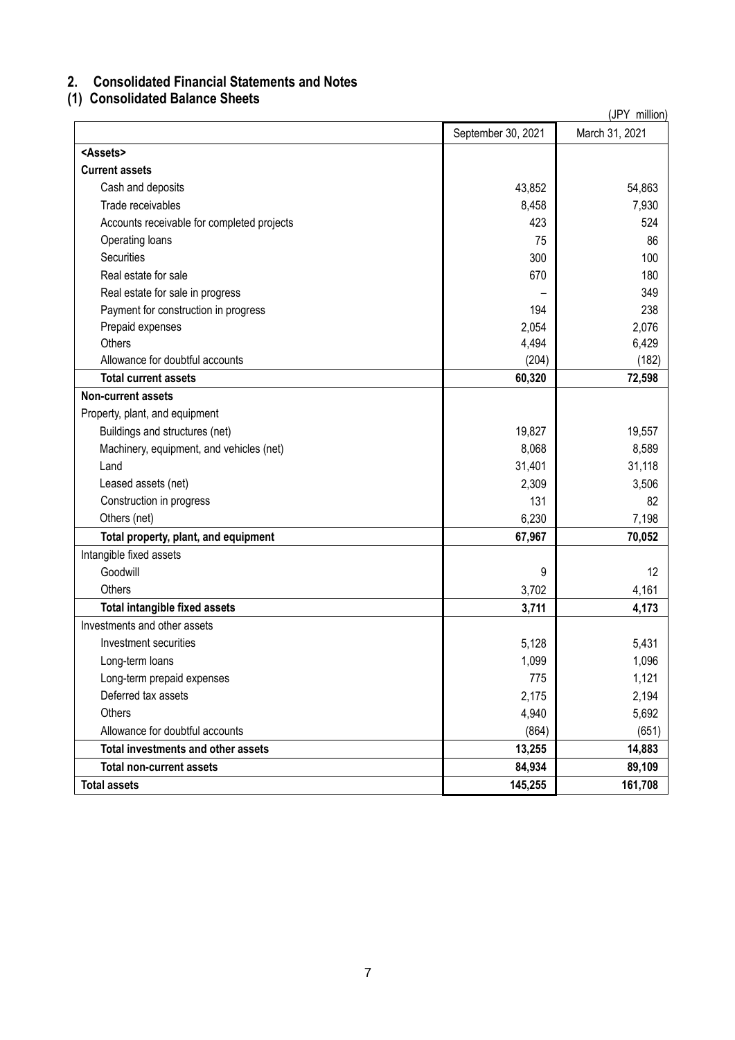## 2. Consolidated Financial Statements and Notes

### (1) Consolidated Balance Sheets

(JPY million)

| | September 30, 2021 | March 31, 2021 |
|---|---|---|
| **<Assets>** | | |
| **Current assets** | | |
| Cash and deposits | 43,852 | 54,863 |
| Trade receivables | 8,458 | 7,930 |
| Accounts receivable for completed projects | 423 | 524 |
| Operating loans | 75 | 86 |
| Securities | 300 | 100 |
| Real estate for sale | 670 | 180 |
| Real estate for sale in progress | – | 349 |
| Payment for construction in progress | 194 | 238 |
| Prepaid expenses | 2,054 | 2,076 |
| Others | 4,494 | 6,429 |
| Allowance for doubtful accounts | (204) | (182) |
| **Total current assets** | **60,320** | **72,598** |
| **Non-current assets** | | |
| Property, plant, and equipment | | |
| Buildings and structures (net) | 19,827 | 19,557 |
| Machinery, equipment, and vehicles (net) | 8,068 | 8,589 |
| Land | 31,401 | 31,118 |
| Leased assets (net) | 2,309 | 3,506 |
| Construction in progress | 131 | 82 |
| Others (net) | 6,230 | 7,198 |
| **Total property, plant, and equipment** | **67,967** | **70,052** |
| Intangible fixed assets | | |
| Goodwill | 9 | 12 |
| Others | 3,702 | 4,161 |
| **Total intangible fixed assets** | **3,711** | **4,173** |
| Investments and other assets | | |
| Investment securities | 5,128 | 5,431 |
| Long-term loans | 1,099 | 1,096 |
| Long-term prepaid expenses | 775 | 1,121 |
| Deferred tax assets | 2,175 | 2,194 |
| Others | 4,940 | 5,692 |
| Allowance for doubtful accounts | (864) | (651) |
| **Total investments and other assets** | **13,255** | **14,883** |
| **Total non-current assets** | **84,934** | **89,109** |
| **Total assets** | **145,255** | **161,708** |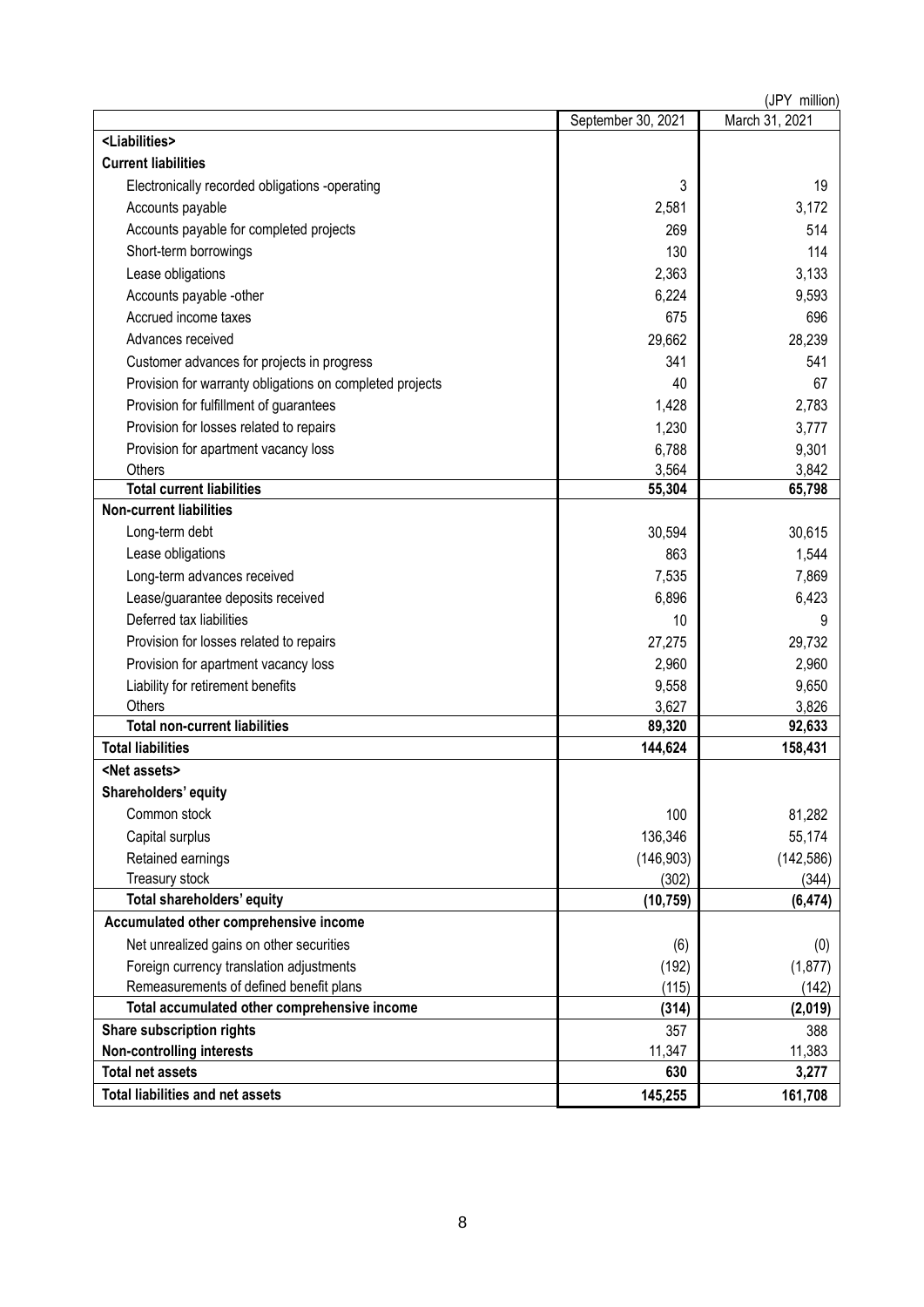(JPY million)

| | September 30, 2021 | March 31, 2021 |
|---|---|---|
| **<Liabilities>** | | |
| **Current liabilities** | | |
| Electronically recorded obligations -operating | 3 | 19 |
| Accounts payable | 2,581 | 3,172 |
| Accounts payable for completed projects | 269 | 514 |
| Short-term borrowings | 130 | 114 |
| Lease obligations | 2,363 | 3,133 |
| Accounts payable -other | 6,224 | 9,593 |
| Accrued income taxes | 675 | 696 |
| Advances received | 29,662 | 28,239 |
| Customer advances for projects in progress | 341 | 541 |
| Provision for warranty obligations on completed projects | 40 | 67 |
| Provision for fulfillment of guarantees | 1,428 | 2,783 |
| Provision for losses related to repairs | 1,230 | 3,777 |
| Provision for apartment vacancy loss | 6,788 | 9,301 |
| Others | 3,564 | 3,842 |
| **Total current liabilities** | **55,304** | **65,798** |
| **Non-current liabilities** | | |
| Long-term debt | 30,594 | 30,615 |
| Lease obligations | 863 | 1,544 |
| Long-term advances received | 7,535 | 7,869 |
| Lease/guarantee deposits received | 6,896 | 6,423 |
| Deferred tax liabilities | 10 | 9 |
| Provision for losses related to repairs | 27,275 | 29,732 |
| Provision for apartment vacancy loss | 2,960 | 2,960 |
| Liability for retirement benefits | 9,558 | 9,650 |
| Others | 3,627 | 3,826 |
| **Total non-current liabilities** | **89,320** | **92,633** |
| **Total liabilities** | **144,624** | **158,431** |
| **<Net assets>** | | |
| **Shareholders' equity** | | |
| Common stock | 100 | 81,282 |
| Capital surplus | 136,346 | 55,174 |
| Retained earnings | (146,903) | (142,586) |
| Treasury stock | (302) | (344) |
| **Total shareholders' equity** | **(10,759)** | **(6,474)** |
| **Accumulated other comprehensive income** | | |
| Net unrealized gains on other securities | (6) | (0) |
| Foreign currency translation adjustments | (192) | (1,877) |
| Remeasurements of defined benefit plans | (115) | (142) |
| **Total accumulated other comprehensive income** | **(314)** | **(2,019)** |
| **Share subscription rights** | 357 | 388 |
| **Non-controlling interests** | 11,347 | 11,383 |
| **Total net assets** | **630** | **3,277** |
| **Total liabilities and net assets** | **145,255** | **161,708** |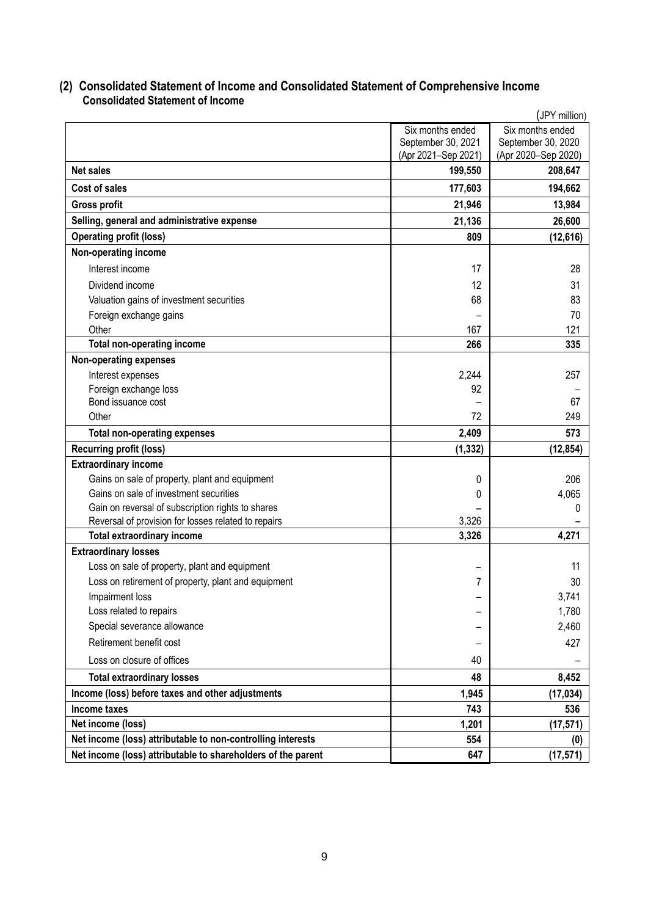## (2) Consolidated Statement of Income and Consolidated Statement of Comprehensive Income

### Consolidated Statement of Income

(JPY million)

| | Six months ended September 30, 2021 (Apr 2021–Sep 2021) | Six months ended September 30, 2020 (Apr 2020–Sep 2020) |
|---|---|---|
| **Net sales** | **199,550** | **208,647** |
| **Cost of sales** | **177,603** | **194,662** |
| **Gross profit** | **21,946** | **13,984** |
| **Selling, general and administrative expense** | **21,136** | **26,600** |
| **Operating profit (loss)** | **809** | **(12,616)** |
| **Non-operating income** | | |
| Interest income | 17 | 28 |
| Dividend income | 12 | 31 |
| Valuation gains of investment securities | 68 | 83 |
| Foreign exchange gains | – | 70 |
| Other | 167 | 121 |
| **Total non-operating income** | **266** | **335** |
| **Non-operating expenses** | | |
| Interest expenses | 2,244 | 257 |
| Foreign exchange loss | 92 | – |
| Bond issuance cost | – | 67 |
| Other | 72 | 249 |
| **Total non-operating expenses** | **2,409** | **573** |
| **Recurring profit (loss)** | **(1,332)** | **(12,854)** |
| **Extraordinary income** | | |
| Gains on sale of property, plant and equipment | 0 | 206 |
| Gains on sale of investment securities | 0 | 4,065 |
| Gain on reversal of subscription rights to shares | – | 0 |
| Reversal of provision for losses related to repairs | 3,326 | – |
| **Total extraordinary income** | **3,326** | **4,271** |
| **Extraordinary losses** | | |
| Loss on sale of property, plant and equipment | – | 11 |
| Loss on retirement of property, plant and equipment | 7 | 30 |
| Impairment loss | – | 3,741 |
| Loss related to repairs | – | 1,780 |
| Special severance allowance | – | 2,460 |
| Retirement benefit cost | – | 427 |
| Loss on closure of offices | 40 | – |
| **Total extraordinary losses** | **48** | **8,452** |
| **Income (loss) before taxes and other adjustments** | **1,945** | **(17,034)** |
| **Income taxes** | **743** | **536** |
| **Net income (loss)** | **1,201** | **(17,571)** |
| **Net income (loss) attributable to non-controlling interests** | **554** | **(0)** |
| **Net income (loss) attributable to shareholders of the parent** | **647** | **(17,571)** |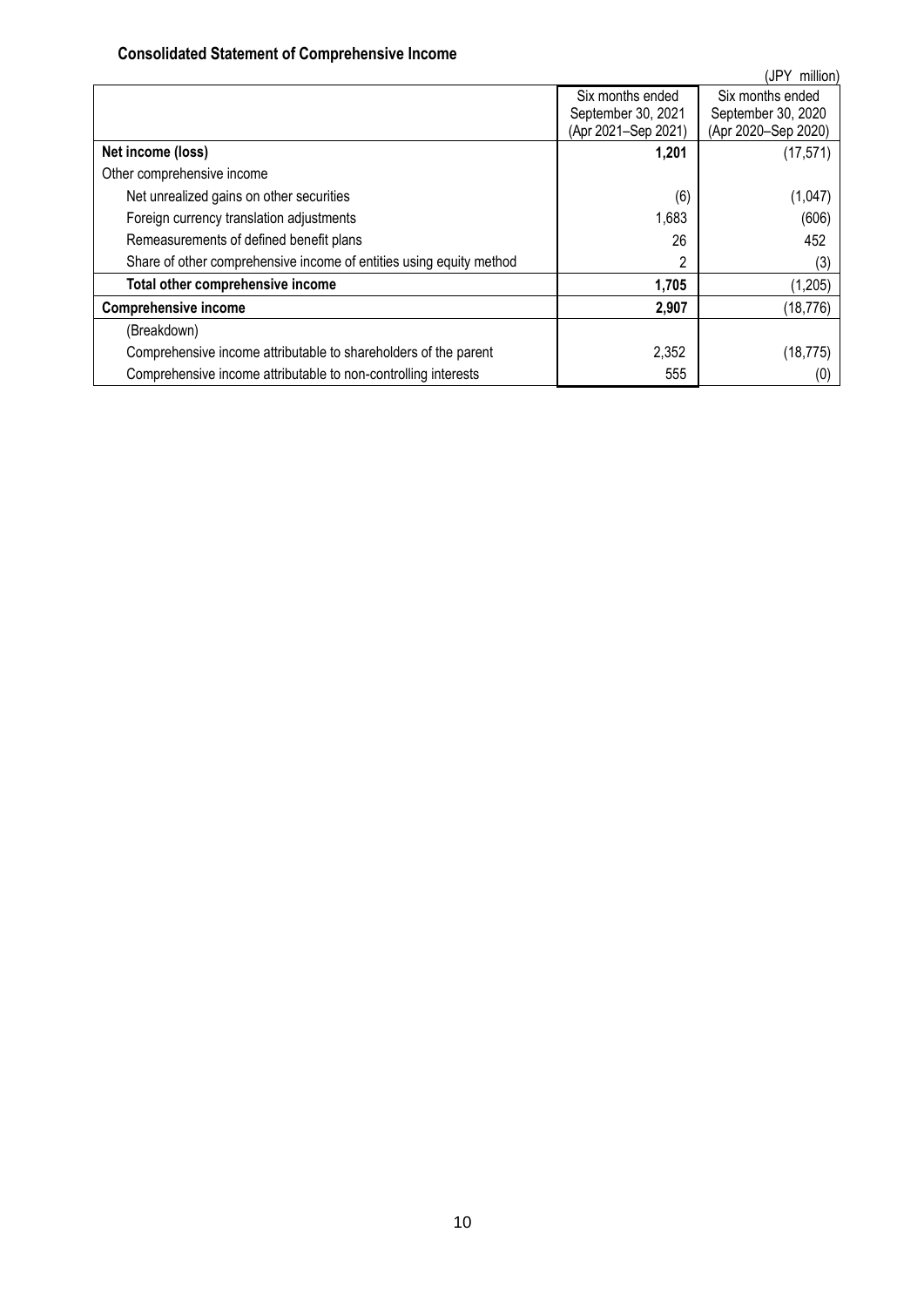### Consolidated Statement of Comprehensive Income

(JPY million)

| | Six months ended September 30, 2021 (Apr 2021–Sep 2021) | Six months ended September 30, 2020 (Apr 2020–Sep 2020) |
|---|---|---|
| **Net income (loss)** | **1,201** | (17,571) |
| Other comprehensive income | | |
| Net unrealized gains on other securities | (6) | (1,047) |
| Foreign currency translation adjustments | 1,683 | (606) |
| Remeasurements of defined benefit plans | 26 | 452 |
| Share of other comprehensive income of entities using equity method | 2 | (3) |
| **Total other comprehensive income** | **1,705** | (1,205) |
| **Comprehensive income** | **2,907** | (18,776) |
| (Breakdown) | | |
| Comprehensive income attributable to shareholders of the parent | 2,352 | (18,775) |
| Comprehensive income attributable to non-controlling interests | 555 | (0) |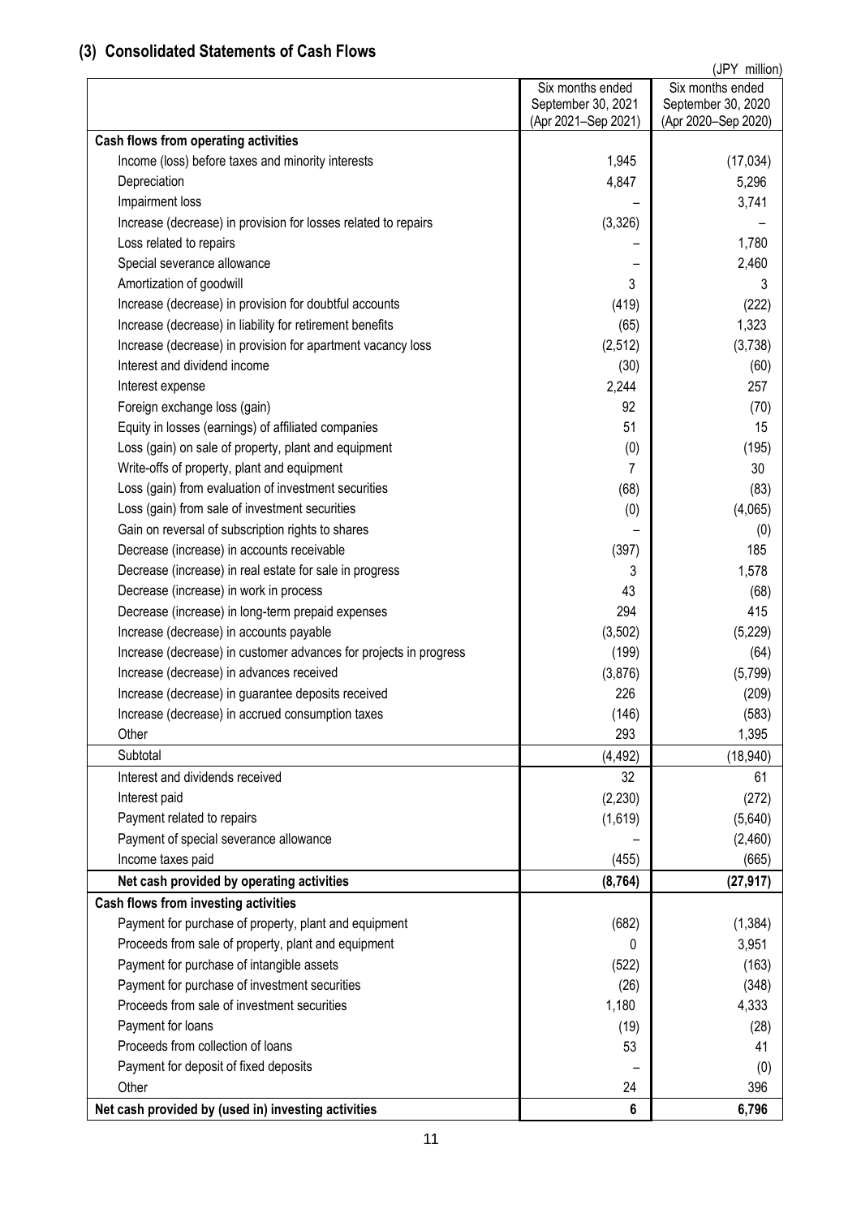## (3) Consolidated Statements of Cash Flows

(JPY million)

| | Six months ended September 30, 2021 (Apr 2021–Sep 2021) | Six months ended September 30, 2020 (Apr 2020–Sep 2020) |
|---|---|---|
| **Cash flows from operating activities** | | |
| Income (loss) before taxes and minority interests | 1,945 | (17,034) |
| Depreciation | 4,847 | 5,296 |
| Impairment loss | – | 3,741 |
| Increase (decrease) in provision for losses related to repairs | (3,326) | – |
| Loss related to repairs | – | 1,780 |
| Special severance allowance | – | 2,460 |
| Amortization of goodwill | 3 | 3 |
| Increase (decrease) in provision for doubtful accounts | (419) | (222) |
| Increase (decrease) in liability for retirement benefits | (65) | 1,323 |
| Increase (decrease) in provision for apartment vacancy loss | (2,512) | (3,738) |
| Interest and dividend income | (30) | (60) |
| Interest expense | 2,244 | 257 |
| Foreign exchange loss (gain) | 92 | (70) |
| Equity in losses (earnings) of affiliated companies | 51 | 15 |
| Loss (gain) on sale of property, plant and equipment | (0) | (195) |
| Write-offs of property, plant and equipment | 7 | 30 |
| Loss (gain) from evaluation of investment securities | (68) | (83) |
| Loss (gain) from sale of investment securities | (0) | (4,065) |
| Gain on reversal of subscription rights to shares | – | (0) |
| Decrease (increase) in accounts receivable | (397) | 185 |
| Decrease (increase) in real estate for sale in progress | 3 | 1,578 |
| Decrease (increase) in work in process | 43 | (68) |
| Decrease (increase) in long-term prepaid expenses | 294 | 415 |
| Increase (decrease) in accounts payable | (3,502) | (5,229) |
| Increase (decrease) in customer advances for projects in progress | (199) | (64) |
| Increase (decrease) in advances received | (3,876) | (5,799) |
| Increase (decrease) in guarantee deposits received | 226 | (209) |
| Increase (decrease) in accrued consumption taxes | (146) | (583) |
| Other | 293 | 1,395 |
| Subtotal | (4,492) | (18,940) |
| Interest and dividends received | 32 | 61 |
| Interest paid | (2,230) | (272) |
| Payment related to repairs | (1,619) | (5,640) |
| Payment of special severance allowance | – | (2,460) |
| Income taxes paid | (455) | (665) |
| **Net cash provided by operating activities** | **(8,764)** | **(27,917)** |
| **Cash flows from investing activities** | | |
| Payment for purchase of property, plant and equipment | (682) | (1,384) |
| Proceeds from sale of property, plant and equipment | 0 | 3,951 |
| Payment for purchase of intangible assets | (522) | (163) |
| Payment for purchase of investment securities | (26) | (348) |
| Proceeds from sale of investment securities | 1,180 | 4,333 |
| Payment for loans | (19) | (28) |
| Proceeds from collection of loans | 53 | 41 |
| Payment for deposit of fixed deposits | – | (0) |
| Other | 24 | 396 |
| **Net cash provided by (used in) investing activities** | **6** | **6,796** |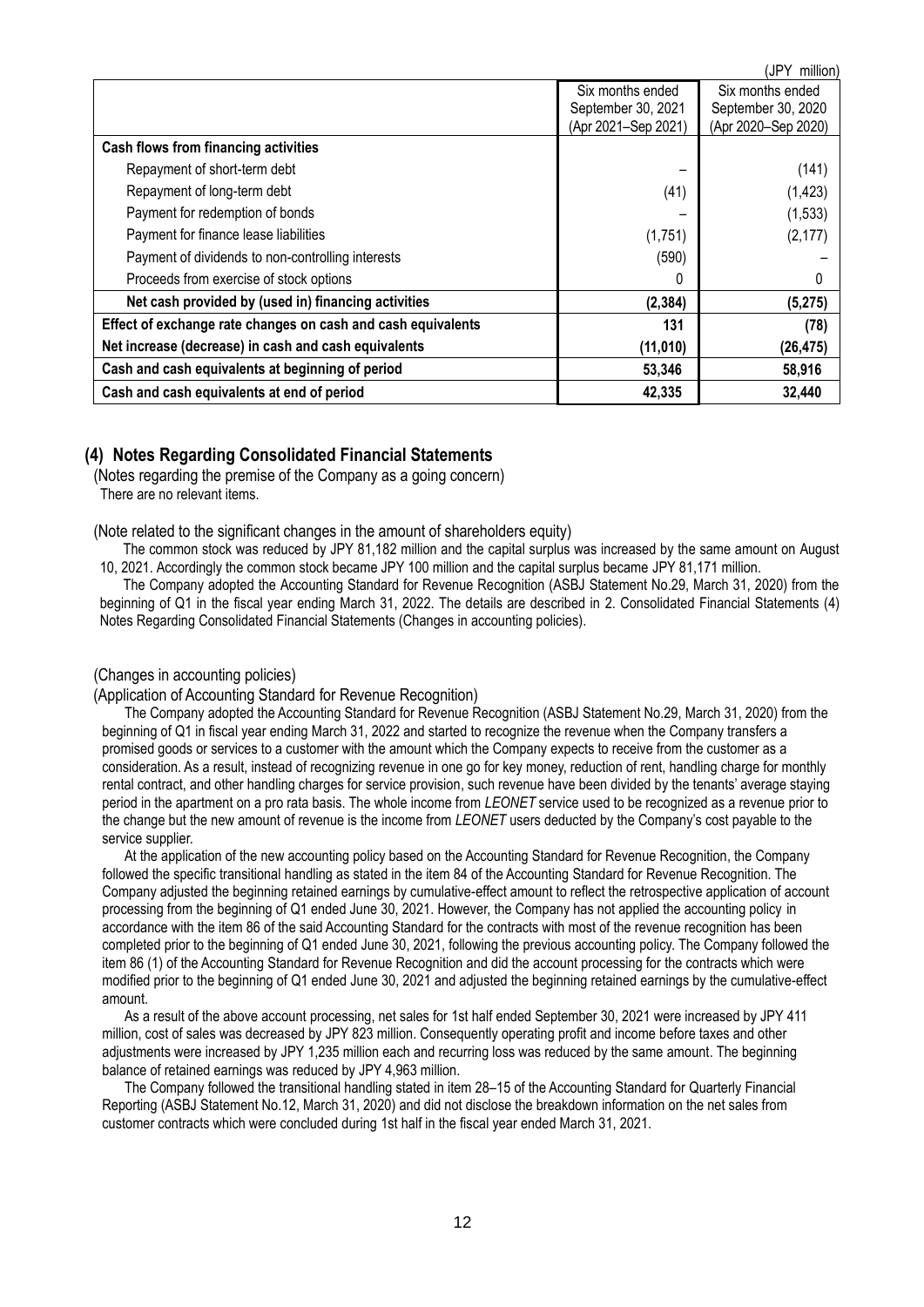(JPY million)

| | Six months ended September 30, 2021 (Apr 2021–Sep 2021) | Six months ended September 30, 2020 (Apr 2020–Sep 2020) |
|---|---|---|
| **Cash flows from financing activities** | | |
| Repayment of short-term debt | – | (141) |
| Repayment of long-term debt | (41) | (1,423) |
| Payment for redemption of bonds | – | (1,533) |
| Payment for finance lease liabilities | (1,751) | (2,177) |
| Payment of dividends to non-controlling interests | (590) | – |
| Proceeds from exercise of stock options | 0 | 0 |
| **Net cash provided by (used in) financing activities** | **(2,384)** | **(5,275)** |
| **Effect of exchange rate changes on cash and cash equivalents** | **131** | **(78)** |
| **Net increase (decrease) in cash and cash equivalents** | **(11,010)** | **(26,475)** |
| **Cash and cash equivalents at beginning of period** | **53,346** | **58,916** |
| **Cash and cash equivalents at end of period** | **42,335** | **32,440** |

## (4) Notes Regarding Consolidated Financial Statements

(Notes regarding the premise of the Company as a going concern)

There are no relevant items.

(Note related to the significant changes in the amount of shareholders equity)

The common stock was reduced by JPY 81,182 million and the capital surplus was increased by the same amount on August 10, 2021. Accordingly the common stock became JPY 100 million and the capital surplus became JPY 81,171 million.

The Company adopted the Accounting Standard for Revenue Recognition (ASBJ Statement No.29, March 31, 2020) from the beginning of Q1 in the fiscal year ending March 31, 2022. The details are described in 2. Consolidated Financial Statements (4) Notes Regarding Consolidated Financial Statements (Changes in accounting policies).

(Changes in accounting policies)

(Application of Accounting Standard for Revenue Recognition)

The Company adopted the Accounting Standard for Revenue Recognition (ASBJ Statement No.29, March 31, 2020) from the beginning of Q1 in fiscal year ending March 31, 2022 and started to recognize the revenue when the Company transfers a promised goods or services to a customer with the amount which the Company expects to receive from the customer as a consideration. As a result, instead of recognizing revenue in one go for key money, reduction of rent, handling charge for monthly rental contract, and other handling charges for service provision, such revenue have been divided by the tenants' average staying period in the apartment on a pro rata basis. The whole income from *LEONET* service used to be recognized as a revenue prior to the change but the new amount of revenue is the income from *LEONET* users deducted by the Company's cost payable to the service supplier.

At the application of the new accounting policy based on the Accounting Standard for Revenue Recognition, the Company followed the specific transitional handling as stated in the item 84 of the Accounting Standard for Revenue Recognition. The Company adjusted the beginning retained earnings by cumulative-effect amount to reflect the retrospective application of account processing from the beginning of Q1 ended June 30, 2021. However, the Company has not applied the accounting policy in accordance with the item 86 of the said Accounting Standard for the contracts with most of the revenue recognition has been completed prior to the beginning of Q1 ended June 30, 2021, following the previous accounting policy. The Company followed the item 86 (1) of the Accounting Standard for Revenue Recognition and did the account processing for the contracts which were modified prior to the beginning of Q1 ended June 30, 2021 and adjusted the beginning retained earnings by the cumulative-effect amount.

As a result of the above account processing, net sales for 1st half ended September 30, 2021 were increased by JPY 411 million, cost of sales was decreased by JPY 823 million. Consequently operating profit and income before taxes and other adjustments were increased by JPY 1,235 million each and recurring loss was reduced by the same amount. The beginning balance of retained earnings was reduced by JPY 4,963 million.

The Company followed the transitional handling stated in item 28–15 of the Accounting Standard for Quarterly Financial Reporting (ASBJ Statement No.12, March 31, 2020) and did not disclose the breakdown information on the net sales from customer contracts which were concluded during 1st half in the fiscal year ended March 31, 2021.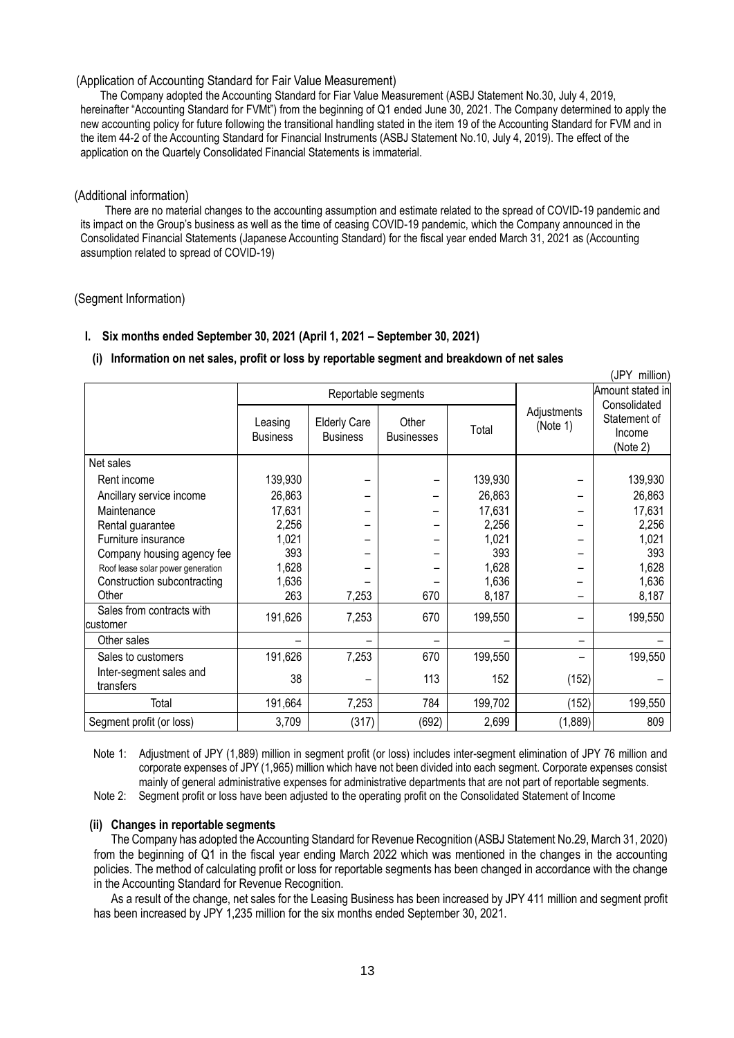(Application of Accounting Standard for Fair Value Measurement)

The Company adopted the Accounting Standard for Fiar Value Measurement (ASBJ Statement No.30, July 4, 2019, hereinafter "Accounting Standard for FVMt") from the beginning of Q1 ended June 30, 2021. The Company determined to apply the new accounting policy for future following the transitional handling stated in the item 19 of the Accounting Standard for FVM and in the item 44-2 of the Accounting Standard for Financial Instruments (ASBJ Statement No.10, July 4, 2019). The effect of the application on the Quartely Consolidated Financial Statements is immaterial.

(Additional information)

There are no material changes to the accounting assumption and estimate related to the spread of COVID-19 pandemic and its impact on the Group's business as well as the time of ceasing COVID-19 pandemic, which the Company announced in the Consolidated Financial Statements (Japanese Accounting Standard) for the fiscal year ended March 31, 2021 as (Accounting assumption related to spread of COVID-19)

(Segment Information)

**I. Six months ended September 30, 2021 (April 1, 2021 – September 30, 2021)**

**(i) Information on net sales, profit or loss by reportable segment and breakdown of net sales**

(JPY million)

| | Reportable segments | | | | Adjustments (Note 1) | Amount stated in Consolidated Statement of Income (Note 2) |
|---|---|---|---|---|---|---|
| | Leasing Business | Elderly Care Business | Other Businesses | Total | | |
| Net sales | | | | | | |
| Rent income | 139,930 | – | – | 139,930 | – | 139,930 |
| Ancillary service income | 26,863 | – | – | 26,863 | – | 26,863 |
| Maintenance | 17,631 | – | – | 17,631 | – | 17,631 |
| Rental guarantee | 2,256 | – | – | 2,256 | – | 2,256 |
| Furniture insurance | 1,021 | – | – | 1,021 | – | 1,021 |
| Company housing agency fee | 393 | – | – | 393 | – | 393 |
| Roof lease solar power generation | 1,628 | – | – | 1,628 | – | 1,628 |
| Construction subcontracting | 1,636 | – | – | 1,636 | – | 1,636 |
| Other | 263 | 7,253 | 670 | 8,187 | – | 8,187 |
| Sales from contracts with customer | 191,626 | 7,253 | 670 | 199,550 | – | 199,550 |
| Other sales | – | – | – | – | – | – |
| Sales to customers | 191,626 | 7,253 | 670 | 199,550 | – | 199,550 |
| Inter-segment sales and transfers | 38 | – | 113 | 152 | (152) | – |
| Total | 191,664 | 7,253 | 784 | 199,702 | (152) | 199,550 |
| Segment profit (or loss) | 3,709 | (317) | (692) | 2,699 | (1,889) | 809 |

Note 1: Adjustment of JPY (1,889) million in segment profit (or loss) includes inter-segment elimination of JPY 76 million and corporate expenses of JPY (1,965) million which have not been divided into each segment. Corporate expenses consist mainly of general administrative expenses for administrative departments that are not part of reportable segments.

Note 2: Segment profit or loss have been adjusted to the operating profit on the Consolidated Statement of Income

**(ii) Changes in reportable segments**

The Company has adopted the Accounting Standard for Revenue Recognition (ASBJ Statement No.29, March 31, 2020) from the beginning of Q1 in the fiscal year ending March 2022 which was mentioned in the changes in the accounting policies. The method of calculating profit or loss for reportable segments has been changed in accordance with the change in the Accounting Standard for Revenue Recognition.

As a result of the change, net sales for the Leasing Business has been increased by JPY 411 million and segment profit has been increased by JPY 1,235 million for the six months ended September 30, 2021.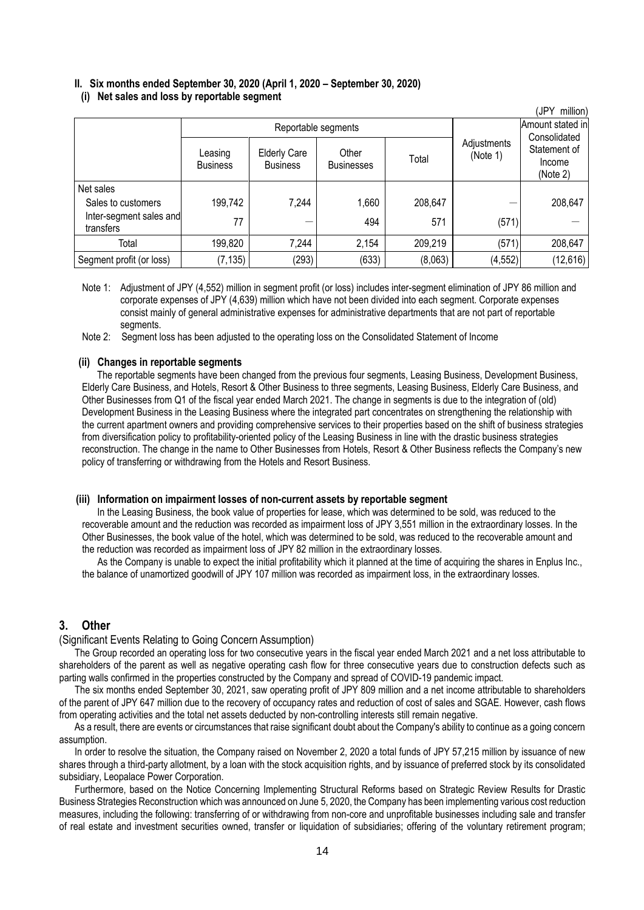### II. Six months ended September 30, 2020 (April 1, 2020 – September 30, 2020)

#### (i) Net sales and loss by reportable segment

(JPY million)

| | Reportable segments | | | | Adjustments (Note 1) | Amount stated in Consolidated Statement of Income (Note 2) |
|---|---|---|---|---|---|---|
| | Leasing Business | Elderly Care Business | Other Businesses | Total | | |
| Net sales | | | | | | |
| Sales to customers | 199,742 | 7,244 | 1,660 | 208,647 | ― | 208,647 |
| Inter-segment sales and transfers | 77 | ― | 494 | 571 | (571) | ― |
| Total | 199,820 | 7,244 | 2,154 | 209,219 | (571) | 208,647 |
| Segment profit (or loss) | (7,135) | (293) | (633) | (8,063) | (4,552) | (12,616) |

Note 1: Adjustment of JPY (4,552) million in segment profit (or loss) includes inter-segment elimination of JPY 86 million and corporate expenses of JPY (4,639) million which have not been divided into each segment. Corporate expenses consist mainly of general administrative expenses for administrative departments that are not part of reportable segments.

Note 2: Segment loss has been adjusted to the operating loss on the Consolidated Statement of Income

#### (ii) Changes in reportable segments

The reportable segments have been changed from the previous four segments, Leasing Business, Development Business, Elderly Care Business, and Hotels, Resort & Other Business to three segments, Leasing Business, Elderly Care Business, and Other Businesses from Q1 of the fiscal year ended March 2021. The change in segments is due to the integration of (old) Development Business in the Leasing Business where the integrated part concentrates on strengthening the relationship with the current apartment owners and providing comprehensive services to their properties based on the shift of business strategies from diversification policy to profitability-oriented policy of the Leasing Business in line with the drastic business strategies reconstruction. The change in the name to Other Businesses from Hotels, Resort & Other Business reflects the Company's new policy of transferring or withdrawing from the Hotels and Resort Business.

#### (iii) Information on impairment losses of non-current assets by reportable segment

In the Leasing Business, the book value of properties for lease, which was determined to be sold, was reduced to the recoverable amount and the reduction was recorded as impairment loss of JPY 3,551 million in the extraordinary losses. In the Other Businesses, the book value of the hotel, which was determined to be sold, was reduced to the recoverable amount and the reduction was recorded as impairment loss of JPY 82 million in the extraordinary losses.

As the Company is unable to expect the initial profitability which it planned at the time of acquiring the shares in Enplus Inc., the balance of unamortized goodwill of JPY 107 million was recorded as impairment loss, in the extraordinary losses.

## 3. Other

(Significant Events Relating to Going Concern Assumption)

The Group recorded an operating loss for two consecutive years in the fiscal year ended March 2021 and a net loss attributable to shareholders of the parent as well as negative operating cash flow for three consecutive years due to construction defects such as parting walls confirmed in the properties constructed by the Company and spread of COVID-19 pandemic impact.

The six months ended September 30, 2021, saw operating profit of JPY 809 million and a net income attributable to shareholders of the parent of JPY 647 million due to the recovery of occupancy rates and reduction of cost of sales and SGAE. However, cash flows from operating activities and the total net assets deducted by non-controlling interests still remain negative.

As a result, there are events or circumstances that raise significant doubt about the Company's ability to continue as a going concern assumption.

In order to resolve the situation, the Company raised on November 2, 2020 a total funds of JPY 57,215 million by issuance of new shares through a third-party allotment, by a loan with the stock acquisition rights, and by issuance of preferred stock by its consolidated subsidiary, Leopalace Power Corporation.

Furthermore, based on the Notice Concerning Implementing Structural Reforms based on Strategic Review Results for Drastic Business Strategies Reconstruction which was announced on June 5, 2020, the Company has been implementing various cost reduction measures, including the following: transferring of or withdrawing from non-core and unprofitable businesses including sale and transfer of real estate and investment securities owned, transfer or liquidation of subsidiaries; offering of the voluntary retirement program;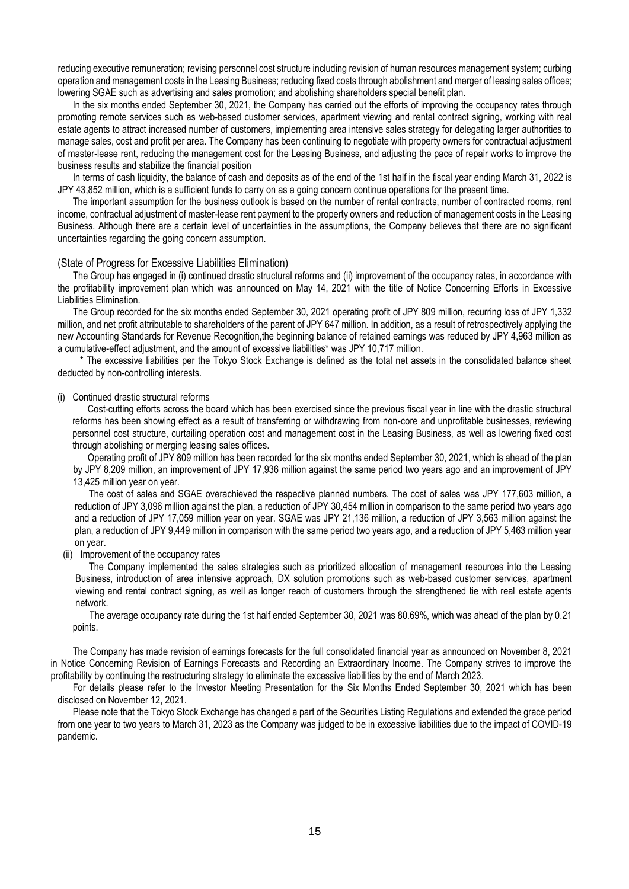reducing executive remuneration; revising personnel cost structure including revision of human resources management system; curbing operation and management costs in the Leasing Business; reducing fixed costs through abolishment and merger of leasing sales offices; lowering SGAE such as advertising and sales promotion; and abolishing shareholders special benefit plan.

In the six months ended September 30, 2021, the Company has carried out the efforts of improving the occupancy rates through promoting remote services such as web-based customer services, apartment viewing and rental contract signing, working with real estate agents to attract increased number of customers, implementing area intensive sales strategy for delegating larger authorities to manage sales, cost and profit per area. The Company has been continuing to negotiate with property owners for contractual adjustment of master-lease rent, reducing the management cost for the Leasing Business, and adjusting the pace of repair works to improve the business results and stabilize the financial position

In terms of cash liquidity, the balance of cash and deposits as of the end of the 1st half in the fiscal year ending March 31, 2022 is JPY 43,852 million, which is a sufficient funds to carry on as a going concern continue operations for the present time.

The important assumption for the business outlook is based on the number of rental contracts, number of contracted rooms, rent income, contractual adjustment of master-lease rent payment to the property owners and reduction of management costs in the Leasing Business. Although there are a certain level of uncertainties in the assumptions, the Company believes that there are no significant uncertainties regarding the going concern assumption.

(State of Progress for Excessive Liabilities Elimination)

The Group has engaged in (i) continued drastic structural reforms and (ii) improvement of the occupancy rates, in accordance with the profitability improvement plan which was announced on May 14, 2021 with the title of Notice Concerning Efforts in Excessive Liabilities Elimination.

The Group recorded for the six months ended September 30, 2021 operating profit of JPY 809 million, recurring loss of JPY 1,332 million, and net profit attributable to shareholders of the parent of JPY 647 million. In addition, as a result of retrospectively applying the new Accounting Standards for Revenue Recognition,the beginning balance of retained earnings was reduced by JPY 4,963 million as a cumulative-effect adjustment, and the amount of excessive liabilities* was JPY 10,717 million.

\* The excessive liabilities per the Tokyo Stock Exchange is defined as the total net assets in the consolidated balance sheet deducted by non-controlling interests.

(i) Continued drastic structural reforms

Cost-cutting efforts across the board which has been exercised since the previous fiscal year in line with the drastic structural reforms has been showing effect as a result of transferring or withdrawing from non-core and unprofitable businesses, reviewing personnel cost structure, curtailing operation cost and management cost in the Leasing Business, as well as lowering fixed cost through abolishing or merging leasing sales offices.

Operating profit of JPY 809 million has been recorded for the six months ended September 30, 2021, which is ahead of the plan by JPY 8,209 million, an improvement of JPY 17,936 million against the same period two years ago and an improvement of JPY 13,425 million year on year.

The cost of sales and SGAE overachieved the respective planned numbers. The cost of sales was JPY 177,603 million, a reduction of JPY 3,096 million against the plan, a reduction of JPY 30,454 million in comparison to the same period two years ago and a reduction of JPY 17,059 million year on year. SGAE was JPY 21,136 million, a reduction of JPY 3,563 million against the plan, a reduction of JPY 9,449 million in comparison with the same period two years ago, and a reduction of JPY 5,463 million year on year.

(ii) Improvement of the occupancy rates

The Company implemented the sales strategies such as prioritized allocation of management resources into the Leasing Business, introduction of area intensive approach, DX solution promotions such as web-based customer services, apartment viewing and rental contract signing, as well as longer reach of customers through the strengthened tie with real estate agents network.

The average occupancy rate during the 1st half ended September 30, 2021 was 80.69%, which was ahead of the plan by 0.21 points.

The Company has made revision of earnings forecasts for the full consolidated financial year as announced on November 8, 2021 in Notice Concerning Revision of Earnings Forecasts and Recording an Extraordinary Income. The Company strives to improve the profitability by continuing the restructuring strategy to eliminate the excessive liabilities by the end of March 2023.

For details please refer to the Investor Meeting Presentation for the Six Months Ended September 30, 2021 which has been disclosed on November 12, 2021.

Please note that the Tokyo Stock Exchange has changed a part of the Securities Listing Regulations and extended the grace period from one year to two years to March 31, 2023 as the Company was judged to be in excessive liabilities due to the impact of COVID-19 pandemic.